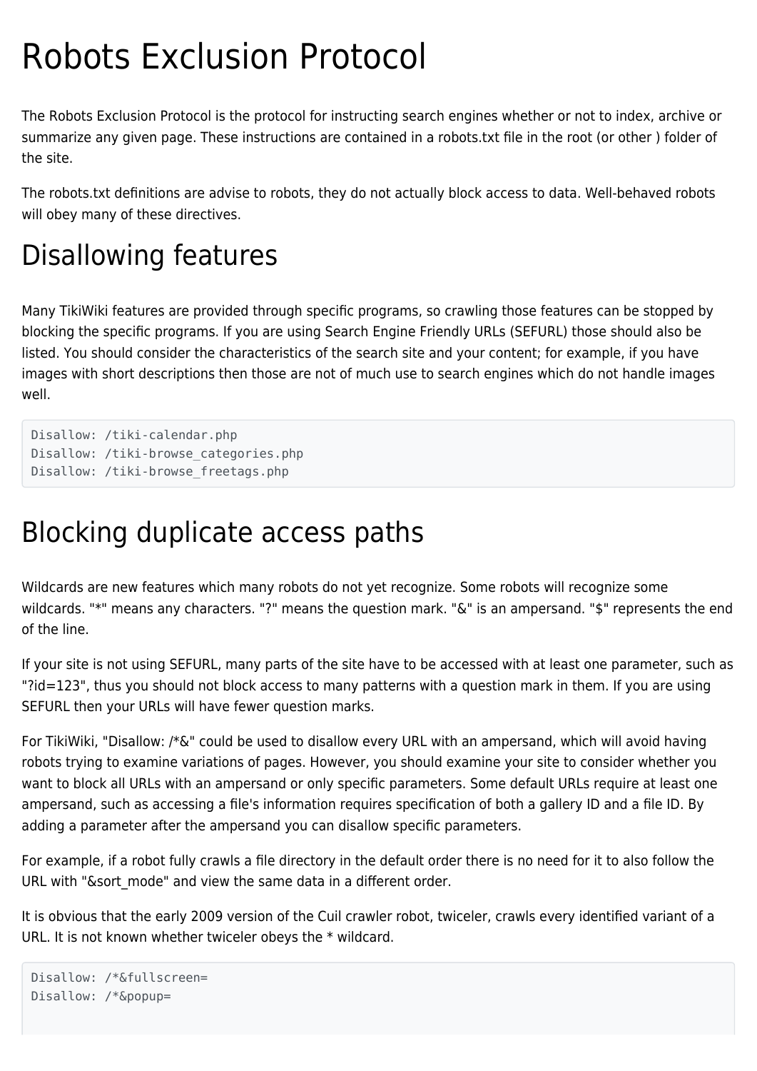# Robots Exclusion Protocol

The Robots Exclusion Protocol is the protocol for instructing search engines whether or not to index, archive or summarize any given page. These instructions are contained in a robots.txt file in the root (or other ) folder of the site.

The robots.txt definitions are advise to robots, they do not actually block access to data. Well-behaved robots will obey many of these directives.

# Disallowing features

Many TikiWiki features are provided through specific programs, so crawling those features can be stopped by blocking the specific programs. If you are using Search Engine Friendly URLs (SEFURL) those should also be listed. You should consider the characteristics of the search site and your content; for example, if you have images with short descriptions then those are not of much use to search engines which do not handle images well.

```
Disallow: /tiki-calendar.php
Disallow: /tiki-browse_categories.php
Disallow: /tiki-browse_freetags.php
```

# Blocking duplicate access paths

Wildcards are new features which many robots do not yet recognize. Some robots will recognize some wildcards. "*" means any characters. "?" means the question mark. "&" is an ampersand. "$" represents the end of the line.

If your site is not using SEFURL, many parts of the site have to be accessed with at least one parameter, such as "?id=123", thus you should not block access to many patterns with a question mark in them. If you are using SEFURL then your URLs will have fewer question marks.

For TikiWiki, "Disallow: /*&" could be used to disallow every URL with an ampersand, which will avoid having robots trying to examine variations of pages. However, you should examine your site to consider whether you want to block all URLs with an ampersand or only specific parameters. Some default URLs require at least one ampersand, such as accessing a file's information requires specification of both a gallery ID and a file ID. By adding a parameter after the ampersand you can disallow specific parameters.

For example, if a robot fully crawls a file directory in the default order there is no need for it to also follow the URL with "&sort_mode" and view the same data in a different order.

It is obvious that the early 2009 version of the Cuil crawler robot, twiceler, crawls every identified variant of a URL. It is not known whether twiceler obeys the * wildcard.

```
Disallow: /*&fullscreen=
Disallow: /*&popup=
```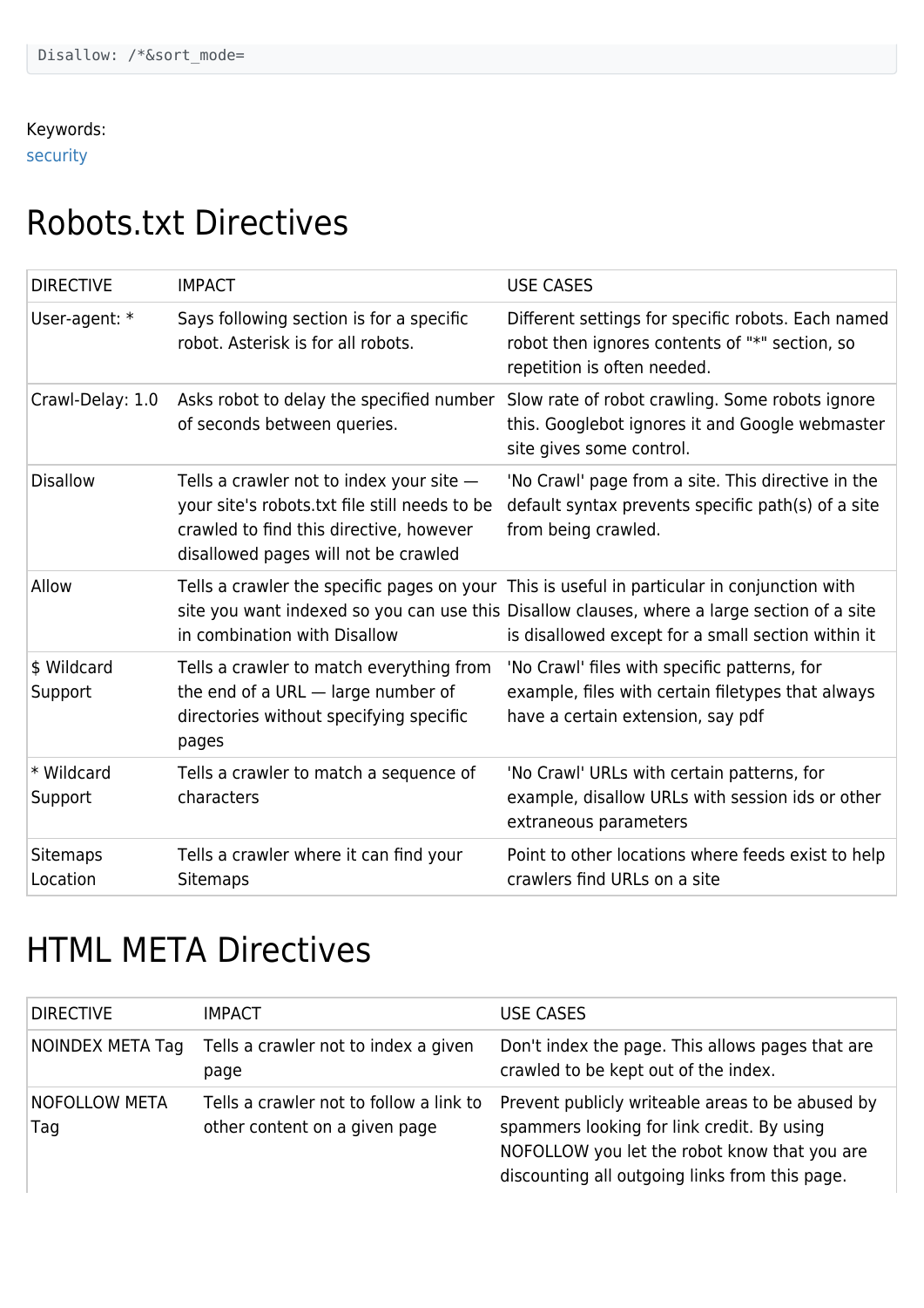```
Disallow: /*&sort_mode=
```

Keywords:
security

# Robots.txt Directives

| DIRECTIVE | IMPACT | USE CASES |
|---|---|---|
| User-agent: * | Says following section is for a specific robot. Asterisk is for all robots. | Different settings for specific robots. Each named robot then ignores contents of "*" section, so repetition is often needed. |
| Crawl-Delay: 1.0 | Asks robot to delay the specified number of seconds between queries. | Slow rate of robot crawling. Some robots ignore this. Googlebot ignores it and Google webmaster site gives some control. |
| Disallow | Tells a crawler not to index your site — your site's robots.txt file still needs to be crawled to find this directive, however disallowed pages will not be crawled | 'No Crawl' page from a site. This directive in the default syntax prevents specific path(s) of a site from being crawled. |
| Allow | Tells a crawler the specific pages on your site you want indexed so you can use this in combination with Disallow | This is useful in particular in conjunction with Disallow clauses, where a large section of a site is disallowed except for a small section within it |
| $ Wildcard Support | Tells a crawler to match everything from the end of a URL — large number of directories without specifying specific pages | 'No Crawl' files with specific patterns, for example, files with certain filetypes that always have a certain extension, say pdf |
| * Wildcard Support | Tells a crawler to match a sequence of characters | 'No Crawl' URLs with certain patterns, for example, disallow URLs with session ids or other extraneous parameters |
| Sitemaps Location | Tells a crawler where it can find your Sitemaps | Point to other locations where feeds exist to help crawlers find URLs on a site |

# HTML META Directives

| DIRECTIVE | IMPACT | USE CASES |
|---|---|---|
| NOINDEX META Tag | Tells a crawler not to index a given page | Don't index the page. This allows pages that are crawled to be kept out of the index. |
| NOFOLLOW META Tag | Tells a crawler not to follow a link to other content on a given page | Prevent publicly writeable areas to be abused by spammers looking for link credit. By using NOFOLLOW you let the robot know that you are discounting all outgoing links from this page. |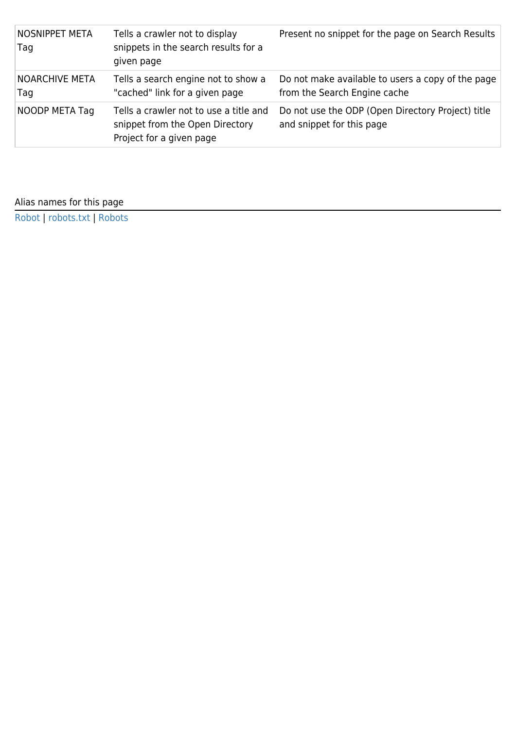| | | |
|---|---|---|
| NOSNIPPET META Tag | Tells a crawler not to display snippets in the search results for a given page | Present no snippet for the page on Search Results |
| NOARCHIVE META Tag | Tells a search engine not to show a "cached" link for a given page | Do not make available to users a copy of the page from the Search Engine cache |
| NOODP META Tag | Tells a crawler not to use a title and snippet from the Open Directory Project for a given page | Do not use the ODP (Open Directory Project) title and snippet for this page |

## Alias names for this page

Robot | robots.txt | Robots